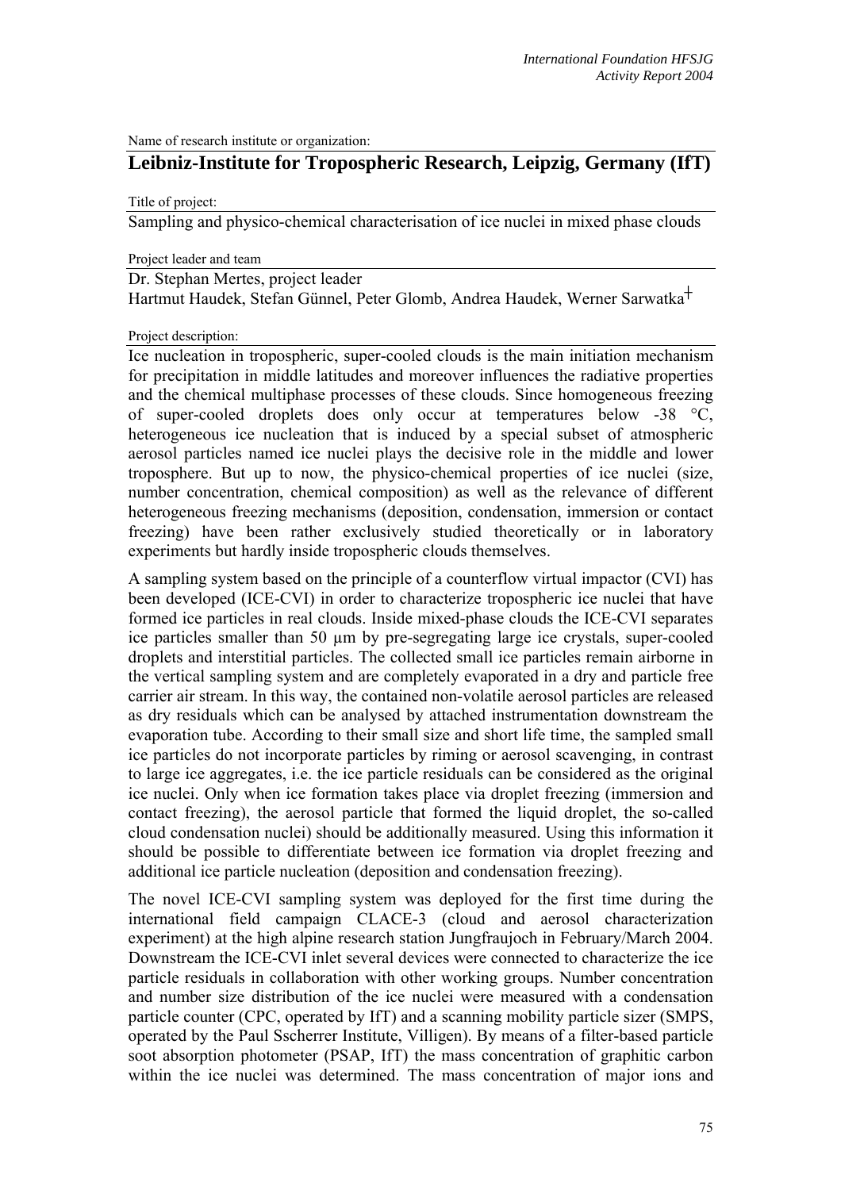Name of research institute or organization:

## Leibniz-Institute for Tropospheric Research, Leipzig, Germany (IfT)

Title of project:

Sampling and physico-chemical characterisation of ice nuclei in mixed phase clouds

Project leader and team

Dr. Stephan Mertes, project leader
Hartmut Haudek, Stefan Günnel, Peter Glomb, Andrea Haudek, Werner Sarwatka†

Project description:

Ice nucleation in tropospheric, super-cooled clouds is the main initiation mechanism for precipitation in middle latitudes and moreover influences the radiative properties and the chemical multiphase processes of these clouds. Since homogeneous freezing of super-cooled droplets does only occur at temperatures below -38 °C, heterogeneous ice nucleation that is induced by a special subset of atmospheric aerosol particles named ice nuclei plays the decisive role in the middle and lower troposphere. But up to now, the physico-chemical properties of ice nuclei (size, number concentration, chemical composition) as well as the relevance of different heterogeneous freezing mechanisms (deposition, condensation, immersion or contact freezing) have been rather exclusively studied theoretically or in laboratory experiments but hardly inside tropospheric clouds themselves.

A sampling system based on the principle of a counterflow virtual impactor (CVI) has been developed (ICE-CVI) in order to characterize tropospheric ice nuclei that have formed ice particles in real clouds. Inside mixed-phase clouds the ICE-CVI separates ice particles smaller than 50 µm by pre-segregating large ice crystals, super-cooled droplets and interstitial particles. The collected small ice particles remain airborne in the vertical sampling system and are completely evaporated in a dry and particle free carrier air stream. In this way, the contained non-volatile aerosol particles are released as dry residuals which can be analysed by attached instrumentation downstream the evaporation tube. According to their small size and short life time, the sampled small ice particles do not incorporate particles by riming or aerosol scavenging, in contrast to large ice aggregates, i.e. the ice particle residuals can be considered as the original ice nuclei. Only when ice formation takes place via droplet freezing (immersion and contact freezing), the aerosol particle that formed the liquid droplet, the so-called cloud condensation nuclei) should be additionally measured. Using this information it should be possible to differentiate between ice formation via droplet freezing and additional ice particle nucleation (deposition and condensation freezing).

The novel ICE-CVI sampling system was deployed for the first time during the international field campaign CLACE-3 (cloud and aerosol characterization experiment) at the high alpine research station Jungfraujoch in February/March 2004. Downstream the ICE-CVI inlet several devices were connected to characterize the ice particle residuals in collaboration with other working groups. Number concentration and number size distribution of the ice nuclei were measured with a condensation particle counter (CPC, operated by IfT) and a scanning mobility particle sizer (SMPS, operated by the Paul Sscherrer Institute, Villigen). By means of a filter-based particle soot absorption photometer (PSAP, IfT) the mass concentration of graphitic carbon within the ice nuclei was determined. The mass concentration of major ions and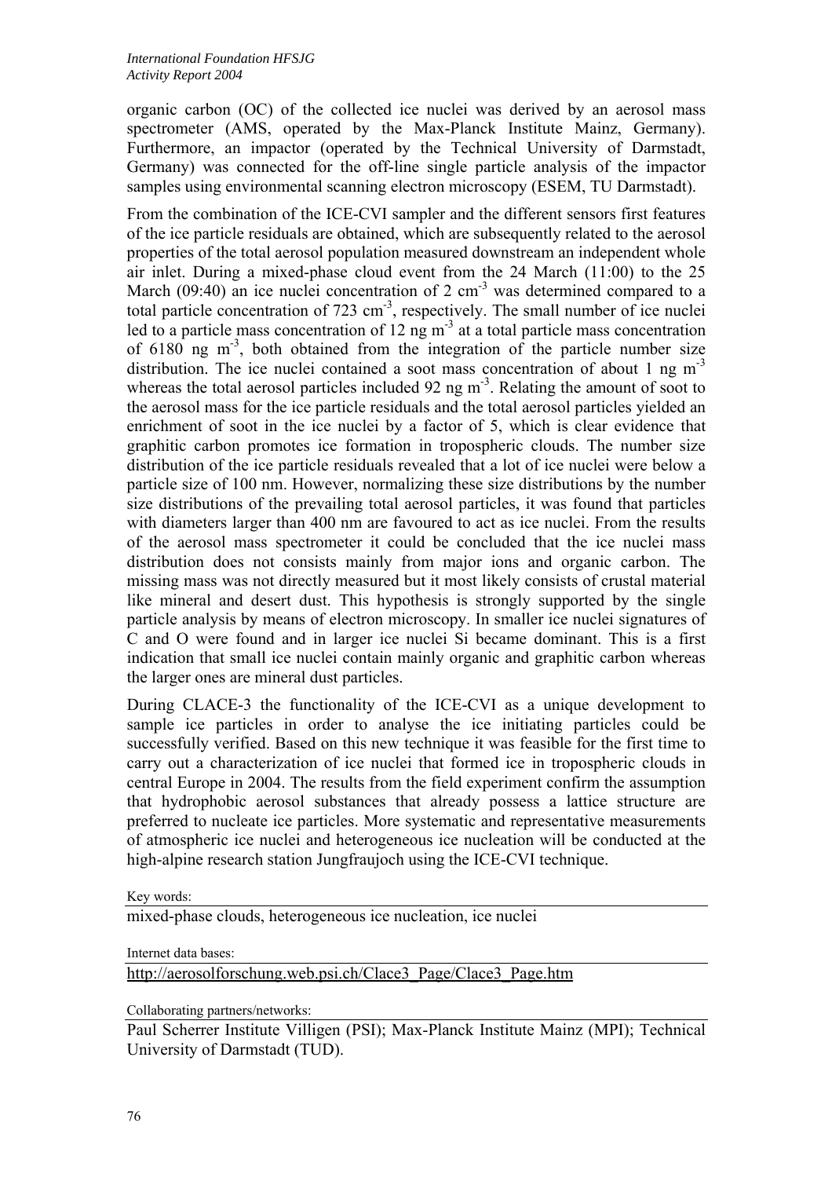organic carbon (OC) of the collected ice nuclei was derived by an aerosol mass spectrometer (AMS, operated by the Max-Planck Institute Mainz, Germany). Furthermore, an impactor (operated by the Technical University of Darmstadt, Germany) was connected for the off-line single particle analysis of the impactor samples using environmental scanning electron microscopy (ESEM, TU Darmstadt).

From the combination of the ICE-CVI sampler and the different sensors first features of the ice particle residuals are obtained, which are subsequently related to the aerosol properties of the total aerosol population measured downstream an independent whole air inlet. During a mixed-phase cloud event from the 24 March (11:00) to the 25 March (09:40) an ice nuclei concentration of 2 $cm^{-3}$ was determined compared to a total particle concentration of 723 $cm^{-3}$, respectively. The small number of ice nuclei led to a particle mass concentration of 12 ng $m^{-3}$ at a total particle mass concentration of 6180 ng $m^{-3}$, both obtained from the integration of the particle number size distribution. The ice nuclei contained a soot mass concentration of about 1 ng $m^{-3}$ whereas the total aerosol particles included 92 ng $m^{-3}$. Relating the amount of soot to the aerosol mass for the ice particle residuals and the total aerosol particles yielded an enrichment of soot in the ice nuclei by a factor of 5, which is clear evidence that graphitic carbon promotes ice formation in tropospheric clouds. The number size distribution of the ice particle residuals revealed that a lot of ice nuclei were below a particle size of 100 nm. However, normalizing these size distributions by the number size distributions of the prevailing total aerosol particles, it was found that particles with diameters larger than 400 nm are favoured to act as ice nuclei. From the results of the aerosol mass spectrometer it could be concluded that the ice nuclei mass distribution does not consists mainly from major ions and organic carbon. The missing mass was not directly measured but it most likely consists of crustal material like mineral and desert dust. This hypothesis is strongly supported by the single particle analysis by means of electron microscopy. In smaller ice nuclei signatures of C and O were found and in larger ice nuclei Si became dominant. This is a first indication that small ice nuclei contain mainly organic and graphitic carbon whereas the larger ones are mineral dust particles.

During CLACE-3 the functionality of the ICE-CVI as a unique development to sample ice particles in order to analyse the ice initiating particles could be successfully verified. Based on this new technique it was feasible for the first time to carry out a characterization of ice nuclei that formed ice in tropospheric clouds in central Europe in 2004. The results from the field experiment confirm the assumption that hydrophobic aerosol substances that already possess a lattice structure are preferred to nucleate ice particles. More systematic and representative measurements of atmospheric ice nuclei and heterogeneous ice nucleation will be conducted at the high-alpine research station Jungfraujoch using the ICE-CVI technique.

Key words:

mixed-phase clouds, heterogeneous ice nucleation, ice nuclei

Internet data bases:

http://aerosolforschung.web.psi.ch/Clace3_Page/Clace3_Page.htm

Collaborating partners/networks:

Paul Scherrer Institute Villigen (PSI); Max-Planck Institute Mainz (MPI); Technical University of Darmstadt (TUD).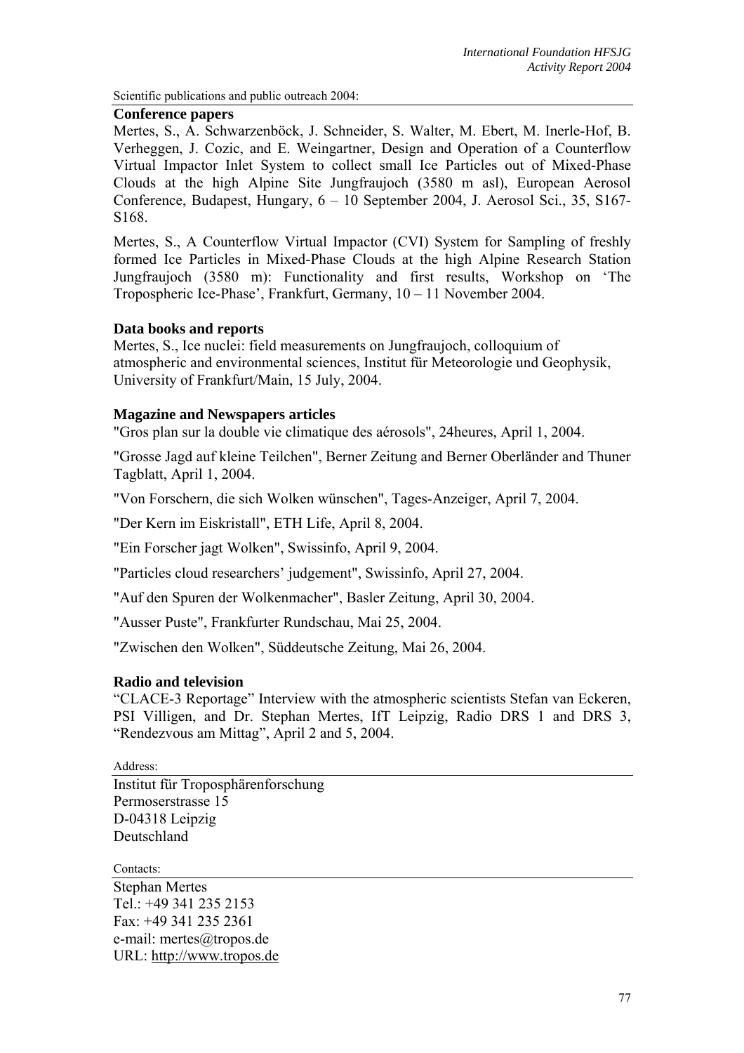Scientific publications and public outreach 2004:

**Conference papers**

Mertes, S., A. Schwarzenböck, J. Schneider, S. Walter, M. Ebert, M. Inerle-Hof, B. Verheggen, J. Cozic, and E. Weingartner, Design and Operation of a Counterflow Virtual Impactor Inlet System to collect small Ice Particles out of Mixed-Phase Clouds at the high Alpine Site Jungfraujoch (3580 m asl), European Aerosol Conference, Budapest, Hungary, 6 – 10 September 2004, J. Aerosol Sci., 35, S167-S168.

Mertes, S., A Counterflow Virtual Impactor (CVI) System for Sampling of freshly formed Ice Particles in Mixed-Phase Clouds at the high Alpine Research Station Jungfraujoch (3580 m): Functionality and first results, Workshop on 'The Tropospheric Ice-Phase', Frankfurt, Germany, 10 – 11 November 2004.

**Data books and reports**

Mertes, S., Ice nuclei: field measurements on Jungfraujoch, colloquium of atmospheric and environmental sciences, Institut für Meteorologie und Geophysik, University of Frankfurt/Main, 15 July, 2004.

**Magazine and Newspapers articles**

"Gros plan sur la double vie climatique des aérosols", 24heures, April 1, 2004.

"Grosse Jagd auf kleine Teilchen", Berner Zeitung and Berner Oberländer and Thuner Tagblatt, April 1, 2004.

"Von Forschern, die sich Wolken wünschen", Tages-Anzeiger, April 7, 2004.

"Der Kern im Eiskristall", ETH Life, April 8, 2004.

"Ein Forscher jagt Wolken", Swissinfo, April 9, 2004.

"Particles cloud researchers' judgement", Swissinfo, April 27, 2004.

"Auf den Spuren der Wolkenmacher", Basler Zeitung, April 30, 2004.

"Ausser Puste", Frankfurter Rundschau, Mai 25, 2004.

"Zwischen den Wolken", Süddeutsche Zeitung, Mai 26, 2004.

**Radio and television**

"CLACE-3 Reportage" Interview with the atmospheric scientists Stefan van Eckeren, PSI Villigen, and Dr. Stephan Mertes, IfT Leipzig, Radio DRS 1 and DRS 3, "Rendezvous am Mittag", April 2 and 5, 2004.

Address:

Institut für Troposphärenforschung
Permoserstrasse 15
D-04318 Leipzig
Deutschland

Contacts:

Stephan Mertes
Tel.: +49 341 235 2153
Fax: +49 341 235 2361
e-mail: mertes@tropos.de
URL: http://www.tropos.de